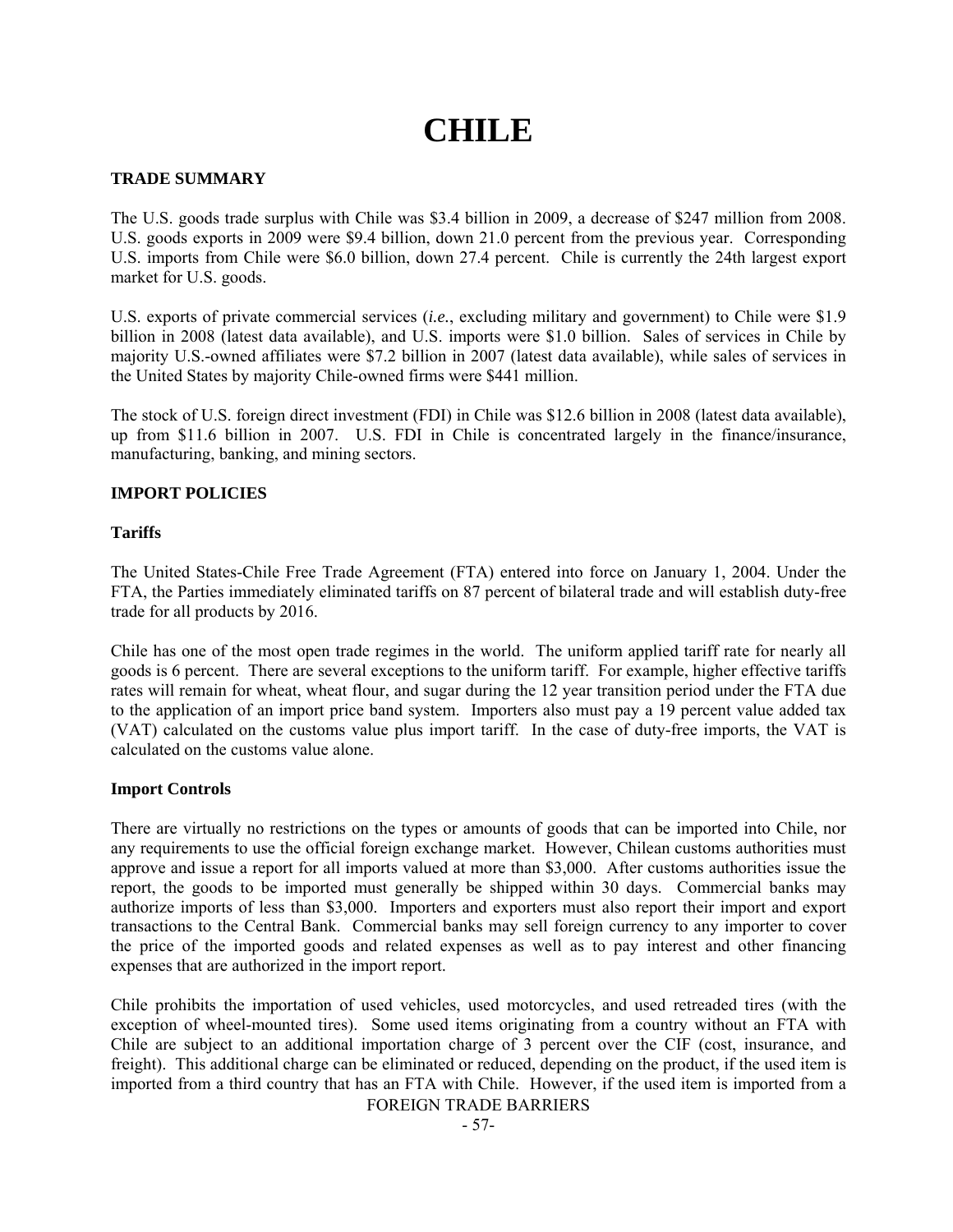# CHILE

**TRADE SUMMARY**

The U.S. goods trade surplus with Chile was $3.4 billion in 2009, a decrease of $247 million from 2008. U.S. goods exports in 2009 were $9.4 billion, down 21.0 percent from the previous year. Corresponding U.S. imports from Chile were $6.0 billion, down 27.4 percent. Chile is currently the 24th largest export market for U.S. goods.

U.S. exports of private commercial services (*i.e.*, excluding military and government) to Chile were $1.9 billion in 2008 (latest data available), and U.S. imports were $1.0 billion. Sales of services in Chile by majority U.S.-owned affiliates were $7.2 billion in 2007 (latest data available), while sales of services in the United States by majority Chile-owned firms were $441 million.

The stock of U.S. foreign direct investment (FDI) in Chile was $12.6 billion in 2008 (latest data available), up from $11.6 billion in 2007. U.S. FDI in Chile is concentrated largely in the finance/insurance, manufacturing, banking, and mining sectors.

**IMPORT POLICIES**

**Tariffs**

The United States-Chile Free Trade Agreement (FTA) entered into force on January 1, 2004. Under the FTA, the Parties immediately eliminated tariffs on 87 percent of bilateral trade and will establish duty-free trade for all products by 2016.

Chile has one of the most open trade regimes in the world. The uniform applied tariff rate for nearly all goods is 6 percent. There are several exceptions to the uniform tariff. For example, higher effective tariffs rates will remain for wheat, wheat flour, and sugar during the 12 year transition period under the FTA due to the application of an import price band system. Importers also must pay a 19 percent value added tax (VAT) calculated on the customs value plus import tariff. In the case of duty-free imports, the VAT is calculated on the customs value alone.

**Import Controls**

There are virtually no restrictions on the types or amounts of goods that can be imported into Chile, nor any requirements to use the official foreign exchange market. However, Chilean customs authorities must approve and issue a report for all imports valued at more than $3,000. After customs authorities issue the report, the goods to be imported must generally be shipped within 30 days. Commercial banks may authorize imports of less than $3,000. Importers and exporters must also report their import and export transactions to the Central Bank. Commercial banks may sell foreign currency to any importer to cover the price of the imported goods and related expenses as well as to pay interest and other financing expenses that are authorized in the import report.

Chile prohibits the importation of used vehicles, used motorcycles, and used retreaded tires (with the exception of wheel-mounted tires). Some used items originating from a country without an FTA with Chile are subject to an additional importation charge of 3 percent over the CIF (cost, insurance, and freight). This additional charge can be eliminated or reduced, depending on the product, if the used item is imported from a third country that has an FTA with Chile. However, if the used item is imported from a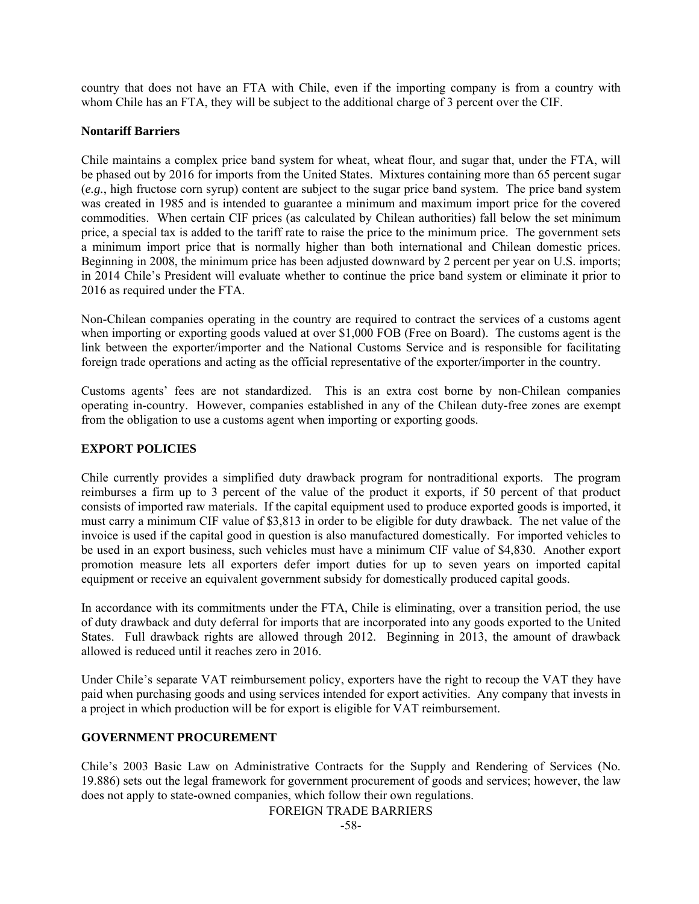country that does not have an FTA with Chile, even if the importing company is from a country with whom Chile has an FTA, they will be subject to the additional charge of 3 percent over the CIF.

**Nontariff Barriers**

Chile maintains a complex price band system for wheat, wheat flour, and sugar that, under the FTA, will be phased out by 2016 for imports from the United States. Mixtures containing more than 65 percent sugar (*e.g.*, high fructose corn syrup) content are subject to the sugar price band system. The price band system was created in 1985 and is intended to guarantee a minimum and maximum import price for the covered commodities. When certain CIF prices (as calculated by Chilean authorities) fall below the set minimum price, a special tax is added to the tariff rate to raise the price to the minimum price. The government sets a minimum import price that is normally higher than both international and Chilean domestic prices. Beginning in 2008, the minimum price has been adjusted downward by 2 percent per year on U.S. imports; in 2014 Chile's President will evaluate whether to continue the price band system or eliminate it prior to 2016 as required under the FTA.

Non-Chilean companies operating in the country are required to contract the services of a customs agent when importing or exporting goods valued at over $1,000 FOB (Free on Board). The customs agent is the link between the exporter/importer and the National Customs Service and is responsible for facilitating foreign trade operations and acting as the official representative of the exporter/importer in the country.

Customs agents' fees are not standardized. This is an extra cost borne by non-Chilean companies operating in-country. However, companies established in any of the Chilean duty-free zones are exempt from the obligation to use a customs agent when importing or exporting goods.

## EXPORT POLICIES

Chile currently provides a simplified duty drawback program for nontraditional exports. The program reimburses a firm up to 3 percent of the value of the product it exports, if 50 percent of that product consists of imported raw materials. If the capital equipment used to produce exported goods is imported, it must carry a minimum CIF value of $3,813 in order to be eligible for duty drawback. The net value of the invoice is used if the capital good in question is also manufactured domestically. For imported vehicles to be used in an export business, such vehicles must have a minimum CIF value of $4,830. Another export promotion measure lets all exporters defer import duties for up to seven years on imported capital equipment or receive an equivalent government subsidy for domestically produced capital goods.

In accordance with its commitments under the FTA, Chile is eliminating, over a transition period, the use of duty drawback and duty deferral for imports that are incorporated into any goods exported to the United States. Full drawback rights are allowed through 2012. Beginning in 2013, the amount of drawback allowed is reduced until it reaches zero in 2016.

Under Chile's separate VAT reimbursement policy, exporters have the right to recoup the VAT they have paid when purchasing goods and using services intended for export activities. Any company that invests in a project in which production will be for export is eligible for VAT reimbursement.

## GOVERNMENT PROCUREMENT

Chile's 2003 Basic Law on Administrative Contracts for the Supply and Rendering of Services (No. 19.886) sets out the legal framework for government procurement of goods and services; however, the law does not apply to state-owned companies, which follow their own regulations.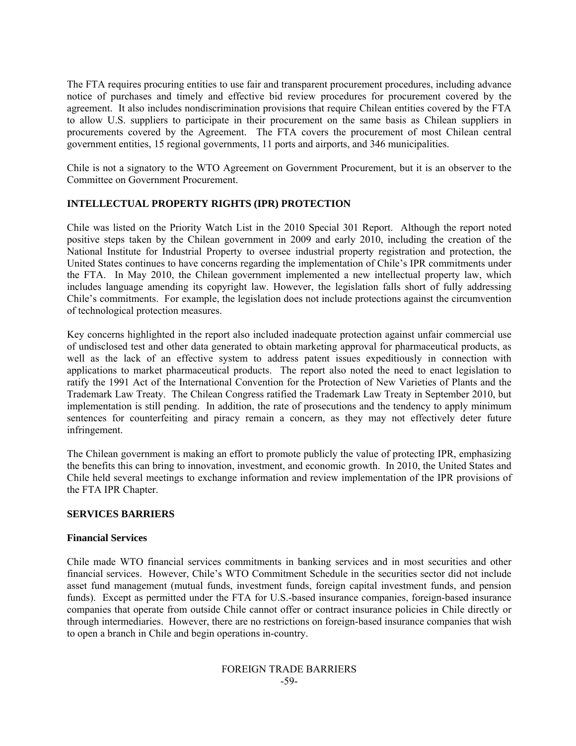The FTA requires procuring entities to use fair and transparent procurement procedures, including advance notice of purchases and timely and effective bid review procedures for procurement covered by the agreement. It also includes nondiscrimination provisions that require Chilean entities covered by the FTA to allow U.S. suppliers to participate in their procurement on the same basis as Chilean suppliers in procurements covered by the Agreement. The FTA covers the procurement of most Chilean central government entities, 15 regional governments, 11 ports and airports, and 346 municipalities.

Chile is not a signatory to the WTO Agreement on Government Procurement, but it is an observer to the Committee on Government Procurement.

## INTELLECTUAL PROPERTY RIGHTS (IPR) PROTECTION

Chile was listed on the Priority Watch List in the 2010 Special 301 Report. Although the report noted positive steps taken by the Chilean government in 2009 and early 2010, including the creation of the National Institute for Industrial Property to oversee industrial property registration and protection, the United States continues to have concerns regarding the implementation of Chile's IPR commitments under the FTA. In May 2010, the Chilean government implemented a new intellectual property law, which includes language amending its copyright law. However, the legislation falls short of fully addressing Chile's commitments. For example, the legislation does not include protections against the circumvention of technological protection measures.

Key concerns highlighted in the report also included inadequate protection against unfair commercial use of undisclosed test and other data generated to obtain marketing approval for pharmaceutical products, as well as the lack of an effective system to address patent issues expeditiously in connection with applications to market pharmaceutical products. The report also noted the need to enact legislation to ratify the 1991 Act of the International Convention for the Protection of New Varieties of Plants and the Trademark Law Treaty. The Chilean Congress ratified the Trademark Law Treaty in September 2010, but implementation is still pending. In addition, the rate of prosecutions and the tendency to apply minimum sentences for counterfeiting and piracy remain a concern, as they may not effectively deter future infringement.

The Chilean government is making an effort to promote publicly the value of protecting IPR, emphasizing the benefits this can bring to innovation, investment, and economic growth. In 2010, the United States and Chile held several meetings to exchange information and review implementation of the IPR provisions of the FTA IPR Chapter.

## SERVICES BARRIERS

### Financial Services

Chile made WTO financial services commitments in banking services and in most securities and other financial services. However, Chile's WTO Commitment Schedule in the securities sector did not include asset fund management (mutual funds, investment funds, foreign capital investment funds, and pension funds). Except as permitted under the FTA for U.S.-based insurance companies, foreign-based insurance companies that operate from outside Chile cannot offer or contract insurance policies in Chile directly or through intermediaries. However, there are no restrictions on foreign-based insurance companies that wish to open a branch in Chile and begin operations in-country.